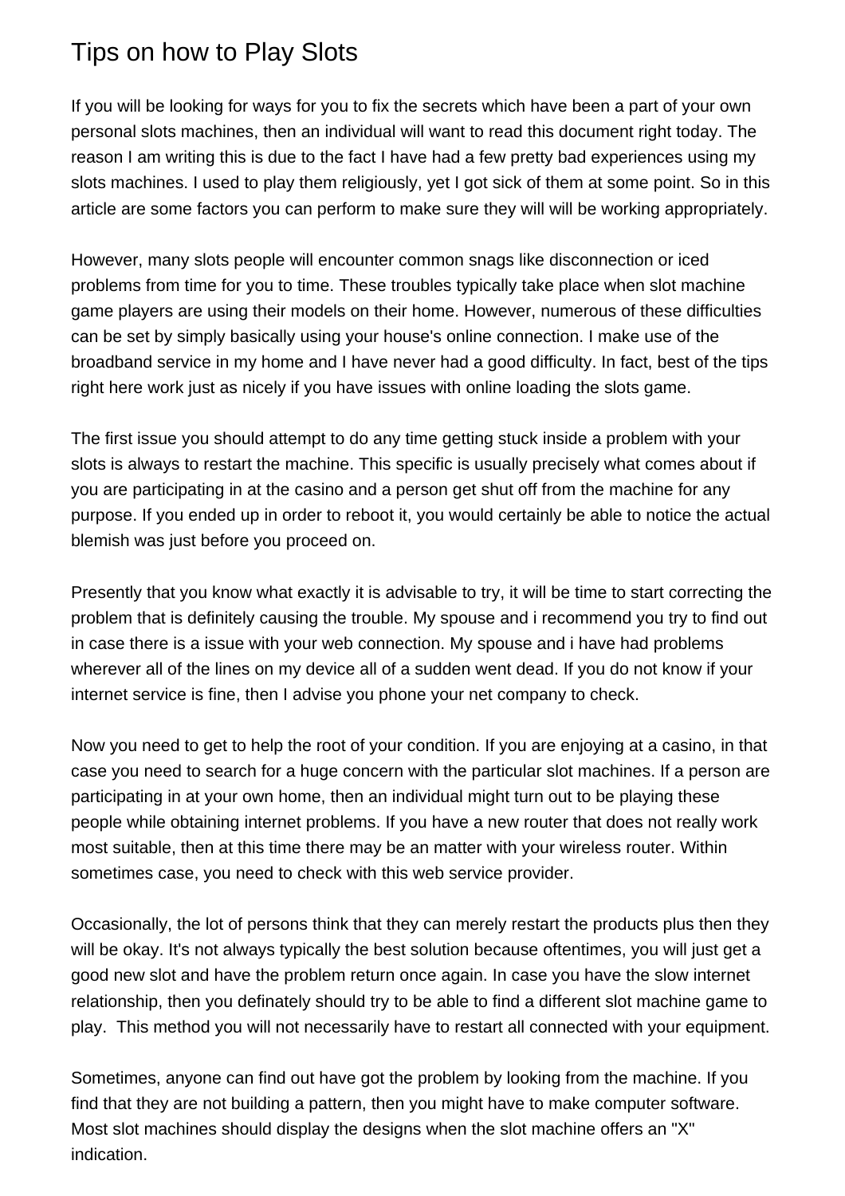# Tips on how to Play Slots

If you will be looking for ways for you to fix the secrets which have been a part of your own personal slots machines, then an individual will want to read this document right today. The reason I am writing this is due to the fact I have had a few pretty bad experiences using my slots machines. I used to play them religiously, yet I got sick of them at some point. So in this article are some factors you can perform to make sure they will will be working appropriately.

However, many slots people will encounter common snags like disconnection or iced problems from time for you to time. These troubles typically take place when slot machine game players are using their models on their home. However, numerous of these difficulties can be set by simply basically using your house's online connection. I make use of the broadband service in my home and I have never had a good difficulty. In fact, best of the tips right here work just as nicely if you have issues with online loading the slots game.

The first issue you should attempt to do any time getting stuck inside a problem with your slots is always to restart the machine. This specific is usually precisely what comes about if you are participating in at the casino and a person get shut off from the machine for any purpose. If you ended up in order to reboot it, you would certainly be able to notice the actual blemish was just before you proceed on.

Presently that you know what exactly it is advisable to try, it will be time to start correcting the problem that is definitely causing the trouble. My spouse and i recommend you try to find out in case there is a issue with your web connection. My spouse and i have had problems wherever all of the lines on my device all of a sudden went dead. If you do not know if your internet service is fine, then I advise you phone your net company to check.

Now you need to get to help the root of your condition. If you are enjoying at a casino, in that case you need to search for a huge concern with the particular slot machines. If a person are participating in at your own home, then an individual might turn out to be playing these people while obtaining internet problems. If you have a new router that does not really work most suitable, then at this time there may be an matter with your wireless router. Within sometimes case, you need to check with this web service provider.

Occasionally, the lot of persons think that they can merely restart the products plus then they will be okay. It's not always typically the best solution because oftentimes, you will just get a good new slot and have the problem return once again. In case you have the slow internet relationship, then you definately should try to be able to find a different slot machine game to play.  This method you will not necessarily have to restart all connected with your equipment.

Sometimes, anyone can find out have got the problem by looking from the machine. If you find that they are not building a pattern, then you might have to make computer software. Most slot machines should display the designs when the slot machine offers an "X" indication.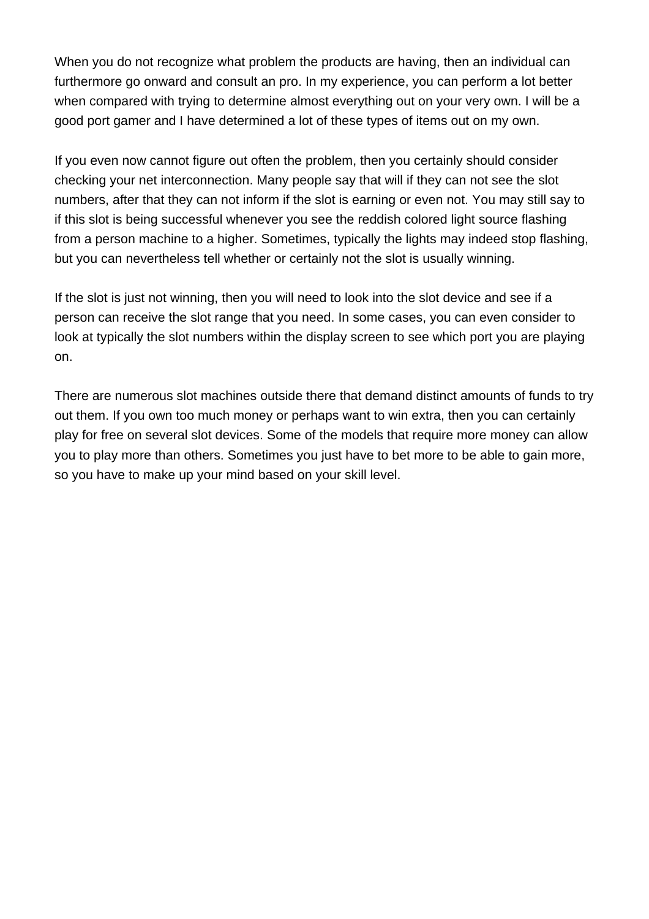When you do not recognize what problem the products are having, then an individual can furthermore go onward and consult an pro. In my experience, you can perform a lot better when compared with trying to determine almost everything out on your very own. I will be a good port gamer and I have determined a lot of these types of items out on my own.

If you even now cannot figure out often the problem, then you certainly should consider checking your net interconnection. Many people say that will if they can not see the slot numbers, after that they can not inform if the slot is earning or even not. You may still say to if this slot is being successful whenever you see the reddish colored light source flashing from a person machine to a higher. Sometimes, typically the lights may indeed stop flashing, but you can nevertheless tell whether or certainly not the slot is usually winning.

If the slot is just not winning, then you will need to look into the slot device and see if a person can receive the slot range that you need. In some cases, you can even consider to look at typically the slot numbers within the display screen to see which port you are playing on.

There are numerous slot machines outside there that demand distinct amounts of funds to try out them. If you own too much money or perhaps want to win extra, then you can certainly play for free on several slot devices. Some of the models that require more money can allow you to play more than others. Sometimes you just have to bet more to be able to gain more, so you have to make up your mind based on your skill level.